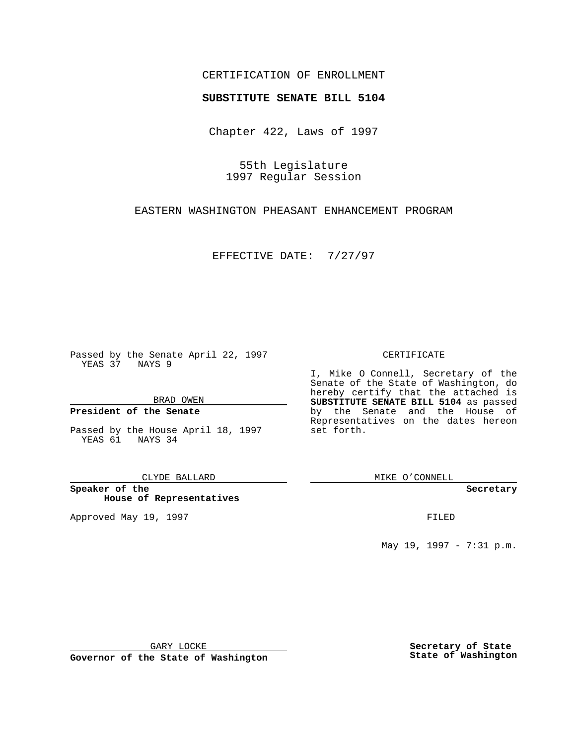CERTIFICATION OF ENROLLMENT

**SUBSTITUTE SENATE BILL 5104**

Chapter 422, Laws of 1997

55th Legislature
1997 Regular Session

EASTERN WASHINGTON PHEASANT ENHANCEMENT PROGRAM

EFFECTIVE DATE: 7/27/97

Passed by the Senate April 22, 1997
YEAS 37 NAYS 9

BRAD OWEN

**President of the Senate**

Passed by the House April 18, 1997
YEAS 61 NAYS 34

CLYDE BALLARD

**Speaker of the House of Representatives**

Approved May 19, 1997

GARY LOCKE

**Governor of the State of Washington**

CERTIFICATE

I, Mike O Connell, Secretary of the Senate of the State of Washington, do hereby certify that the attached is **SUBSTITUTE SENATE BILL 5104** as passed by the Senate and the House of Representatives on the dates hereon set forth.

MIKE O'CONNELL

**Secretary**

FILED

May 19, 1997 - 7:31 p.m.

**Secretary of State State of Washington**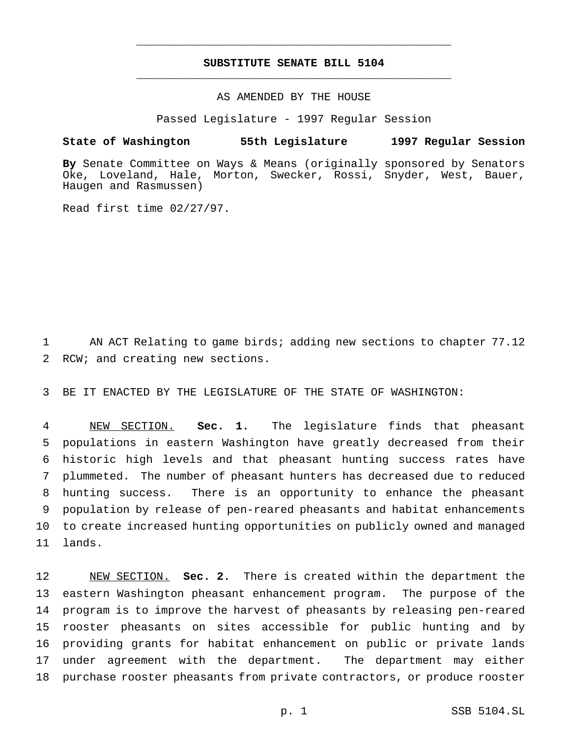# SUBSTITUTE SENATE BILL 5104

AS AMENDED BY THE HOUSE

Passed Legislature - 1997 Regular Session

**State of Washington 55th Legislature 1997 Regular Session**

**By** Senate Committee on Ways & Means (originally sponsored by Senators Oke, Loveland, Hale, Morton, Swecker, Rossi, Snyder, West, Bauer, Haugen and Rasmussen)

Read first time 02/27/97.

AN ACT Relating to game birds; adding new sections to chapter 77.12 RCW; and creating new sections.

BE IT ENACTED BY THE LEGISLATURE OF THE STATE OF WASHINGTON:

NEW SECTION. **Sec. 1.** The legislature finds that pheasant populations in eastern Washington have greatly decreased from their historic high levels and that pheasant hunting success rates have plummeted. The number of pheasant hunters has decreased due to reduced hunting success. There is an opportunity to enhance the pheasant population by release of pen-reared pheasants and habitat enhancements to create increased hunting opportunities on publicly owned and managed lands.

NEW SECTION. **Sec. 2.** There is created within the department the eastern Washington pheasant enhancement program. The purpose of the program is to improve the harvest of pheasants by releasing pen-reared rooster pheasants on sites accessible for public hunting and by providing grants for habitat enhancement on public or private lands under agreement with the department. The department may either purchase rooster pheasants from private contractors, or produce rooster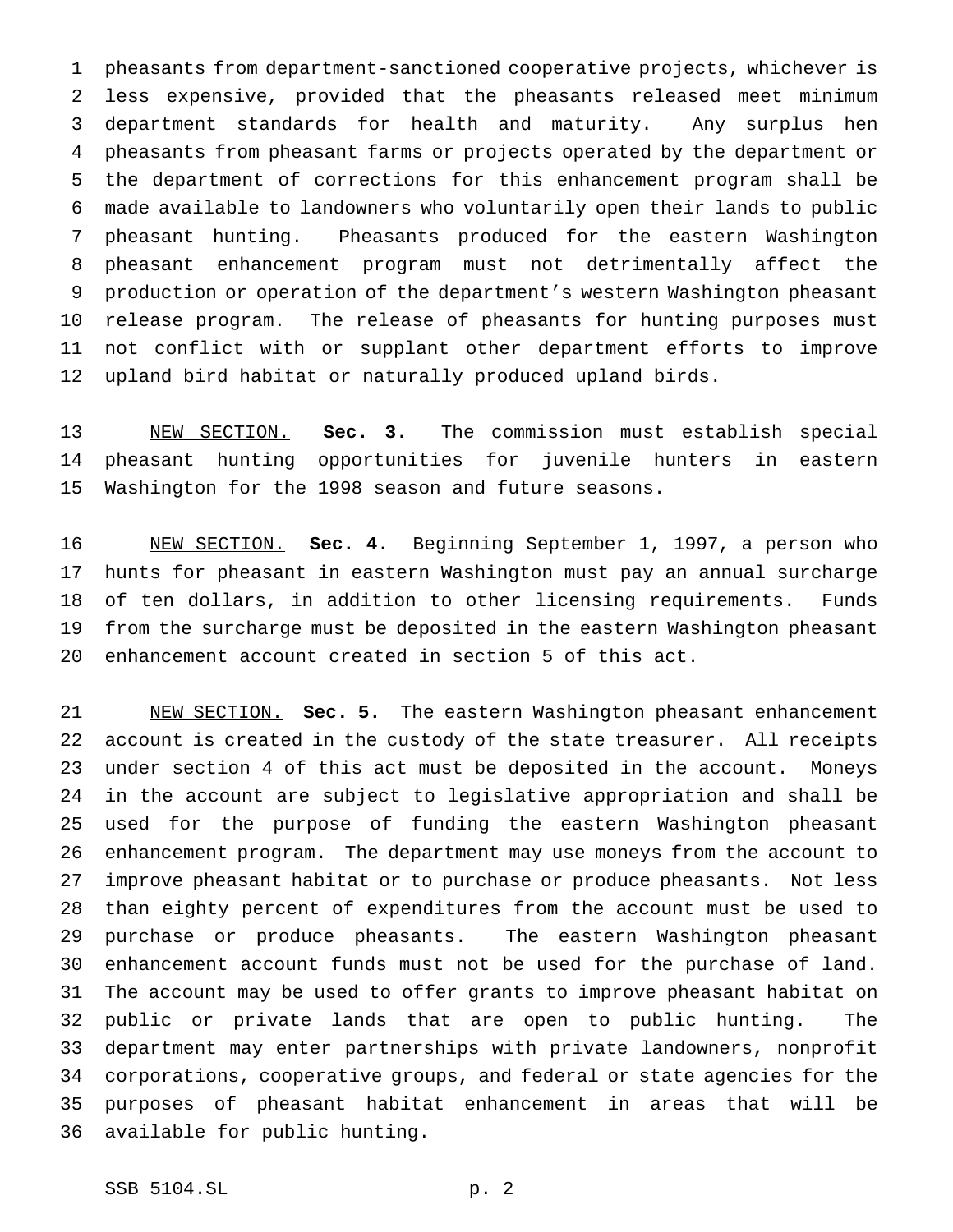pheasants from department-sanctioned cooperative projects, whichever is less expensive, provided that the pheasants released meet minimum department standards for health and maturity. Any surplus hen pheasants from pheasant farms or projects operated by the department or the department of corrections for this enhancement program shall be made available to landowners who voluntarily open their lands to public pheasant hunting. Pheasants produced for the eastern Washington pheasant enhancement program must not detrimentally affect the production or operation of the department's western Washington pheasant release program. The release of pheasants for hunting purposes must not conflict with or supplant other department efforts to improve upland bird habitat or naturally produced upland birds.

NEW SECTION. **Sec. 3.** The commission must establish special pheasant hunting opportunities for juvenile hunters in eastern Washington for the 1998 season and future seasons.

NEW SECTION. **Sec. 4.** Beginning September 1, 1997, a person who hunts for pheasant in eastern Washington must pay an annual surcharge of ten dollars, in addition to other licensing requirements. Funds from the surcharge must be deposited in the eastern Washington pheasant enhancement account created in section 5 of this act.

NEW SECTION. **Sec. 5.** The eastern Washington pheasant enhancement account is created in the custody of the state treasurer. All receipts under section 4 of this act must be deposited in the account. Moneys in the account are subject to legislative appropriation and shall be used for the purpose of funding the eastern Washington pheasant enhancement program. The department may use moneys from the account to improve pheasant habitat or to purchase or produce pheasants. Not less than eighty percent of expenditures from the account must be used to purchase or produce pheasants. The eastern Washington pheasant enhancement account funds must not be used for the purchase of land. The account may be used to offer grants to improve pheasant habitat on public or private lands that are open to public hunting. The department may enter partnerships with private landowners, nonprofit corporations, cooperative groups, and federal or state agencies for the purposes of pheasant habitat enhancement in areas that will be available for public hunting.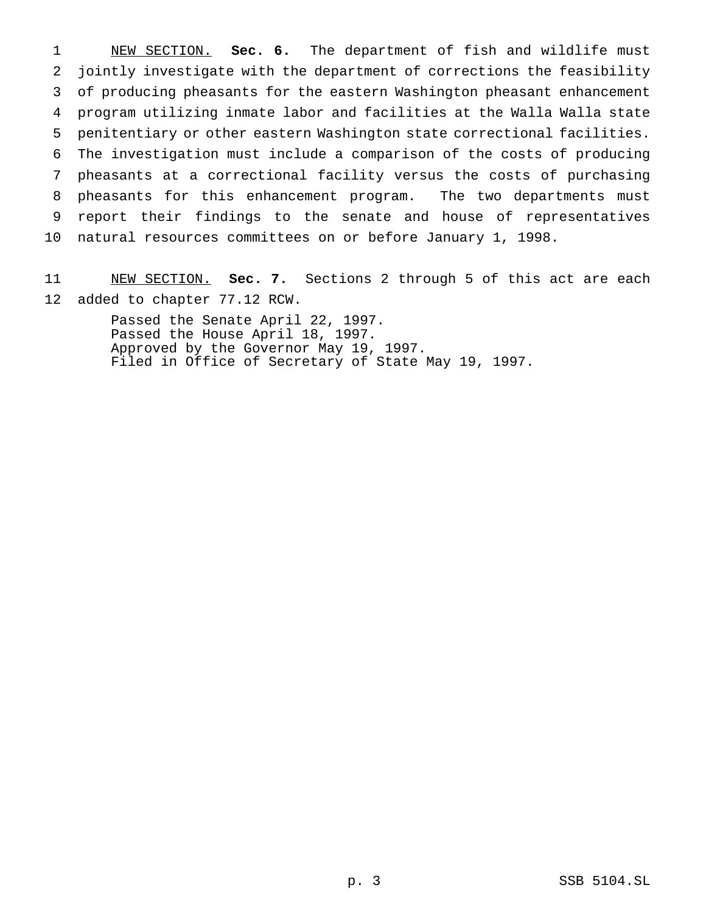NEW SECTION. **Sec. 6.** The department of fish and wildlife must jointly investigate with the department of corrections the feasibility of producing pheasants for the eastern Washington pheasant enhancement program utilizing inmate labor and facilities at the Walla Walla state penitentiary or other eastern Washington state correctional facilities. The investigation must include a comparison of the costs of producing pheasants at a correctional facility versus the costs of purchasing pheasants for this enhancement program. The two departments must report their findings to the senate and house of representatives natural resources committees on or before January 1, 1998.

NEW SECTION. **Sec. 7.** Sections 2 through 5 of this act are each added to chapter 77.12 RCW.

Passed the Senate April 22, 1997.
Passed the House April 18, 1997.
Approved by the Governor May 19, 1997.
Filed in Office of Secretary of State May 19, 1997.